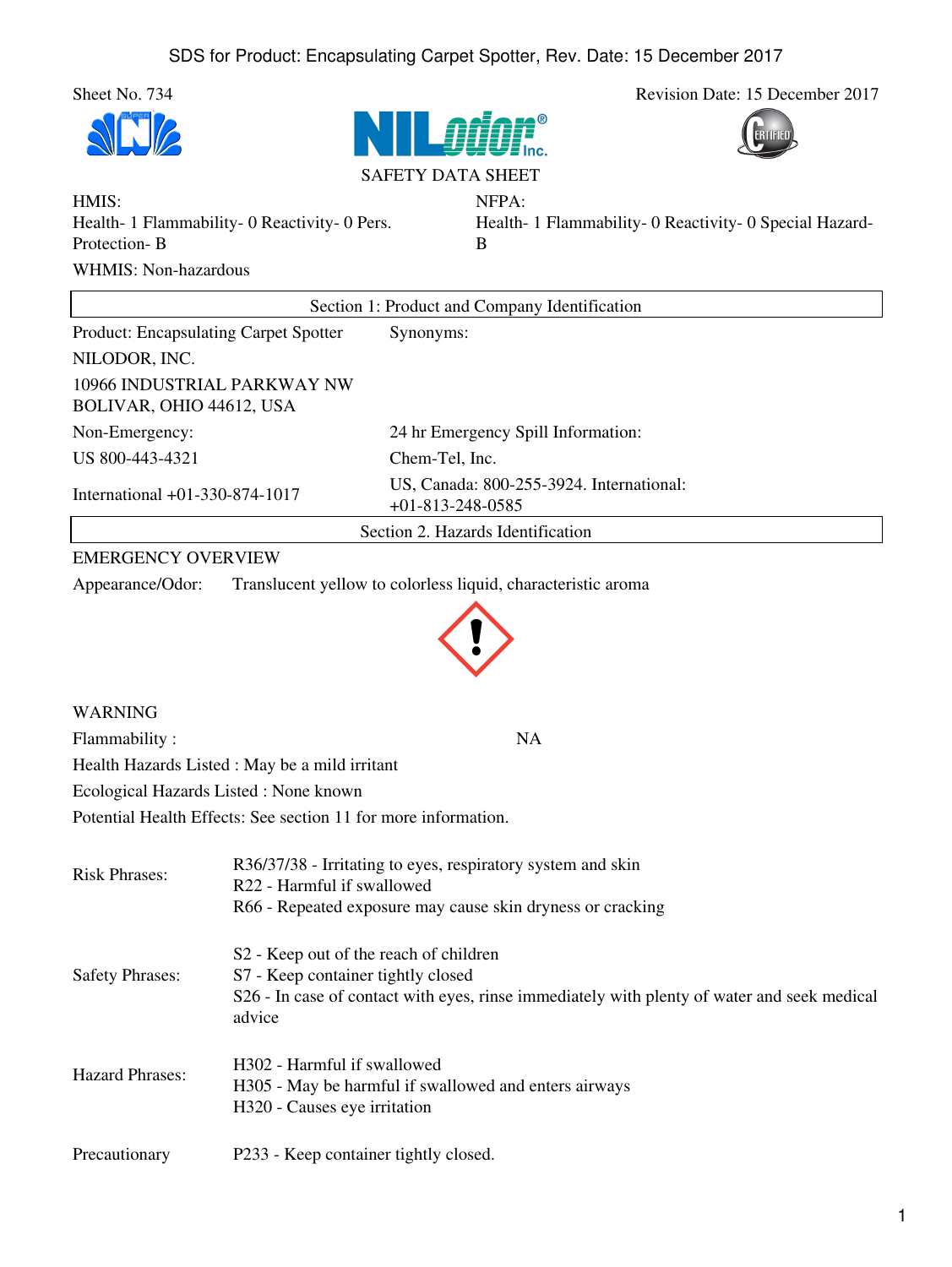Sheet No. 734

Revision Date: 15 December 2017

SAFETY DATA SHEET

HMIS:
Health- 1 Flammability- 0 Reactivity- 0 Pers. Protection- B

NFPA:
Health- 1 Flammability- 0 Reactivity- 0 Special Hazard- B

WHMIS: Non-hazardous

## Section 1: Product and Company Identification

| | |
|---|---|
| Product: Encapsulating Carpet Spotter | Synonyms: |
| NILODOR, INC. | |
| 10966 INDUSTRIAL PARKWAY NW BOLIVAR, OHIO 44612, USA | |
| Non-Emergency: | 24 hr Emergency Spill Information: |
| US 800-443-4321 | Chem-Tel, Inc. |
| International +01-330-874-1017 | US, Canada: 800-255-3924. International: +01-813-248-0585 |

## Section 2. Hazards Identification

EMERGENCY OVERVIEW

Appearance/Odor: Translucent yellow to colorless liquid, characteristic aroma

WARNING

Flammability : NA

Health Hazards Listed : May be a mild irritant

Ecological Hazards Listed : None known

Potential Health Effects: See section 11 for more information.

Risk Phrases:
R36/37/38 - Irritating to eyes, respiratory system and skin
R22 - Harmful if swallowed
R66 - Repeated exposure may cause skin dryness or cracking

Safety Phrases:
S2 - Keep out of the reach of children
S7 - Keep container tightly closed
S26 - In case of contact with eyes, rinse immediately with plenty of water and seek medical advice

Hazard Phrases:
H302 - Harmful if swallowed
H305 - May be harmful if swallowed and enters airways
H320 - Causes eye irritation

Precautionary
P233 - Keep container tightly closed.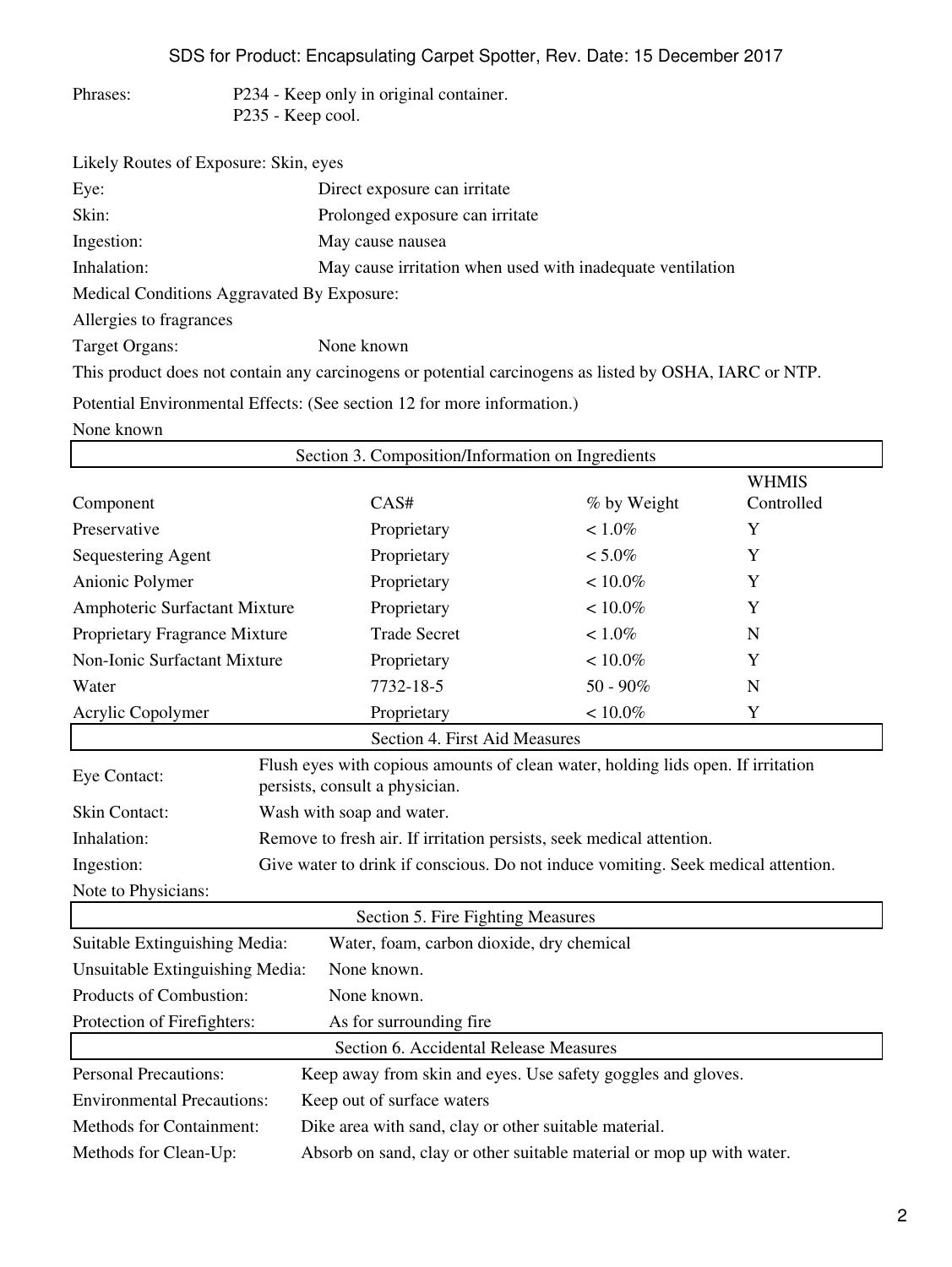Phrases: P234 - Keep only in original container.
P235 - Keep cool.

Likely Routes of Exposure: Skin, eyes

| | |
|---|---|
| Eye: | Direct exposure can irritate |
| Skin: | Prolonged exposure can irritate |
| Ingestion: | May cause nausea |
| Inhalation: | May cause irritation when used with inadequate ventilation |

Medical Conditions Aggravated By Exposure:

Allergies to fragrances

Target Organs: None known

This product does not contain any carcinogens or potential carcinogens as listed by OSHA, IARC or NTP.

Potential Environmental Effects: (See section 12 for more information.)

None known

## Section 3. Composition/Information on Ingredients

| Component | CAS# | % by Weight | WHMIS Controlled |
|---|---|---|---|
| Preservative | Proprietary | < 1.0% | Y |
| Sequestering Agent | Proprietary | < 5.0% | Y |
| Anionic Polymer | Proprietary | < 10.0% | Y |
| Amphoteric Surfactant Mixture | Proprietary | < 10.0% | Y |
| Proprietary Fragrance Mixture | Trade Secret | < 1.0% | N |
| Non-Ionic Surfactant Mixture | Proprietary | < 10.0% | Y |
| Water | 7732-18-5 | 50 - 90% | N |
| Acrylic Copolymer | Proprietary | < 10.0% | Y |

## Section 4. First Aid Measures

| | |
|---|---|
| Eye Contact: | Flush eyes with copious amounts of clean water, holding lids open. If irritation persists, consult a physician. |
| Skin Contact: | Wash with soap and water. |
| Inhalation: | Remove to fresh air. If irritation persists, seek medical attention. |
| Ingestion: | Give water to drink if conscious. Do not induce vomiting. Seek medical attention. |
| Note to Physicians: | |

## Section 5. Fire Fighting Measures

| | |
|---|---|
| Suitable Extinguishing Media: | Water, foam, carbon dioxide, dry chemical |
| Unsuitable Extinguishing Media: | None known. |
| Products of Combustion: | None known. |
| Protection of Firefighters: | As for surrounding fire |

## Section 6. Accidental Release Measures

| | |
|---|---|
| Personal Precautions: | Keep away from skin and eyes. Use safety goggles and gloves. |
| Environmental Precautions: | Keep out of surface waters |
| Methods for Containment: | Dike area with sand, clay or other suitable material. |
| Methods for Clean-Up: | Absorb on sand, clay or other suitable material or mop up with water. |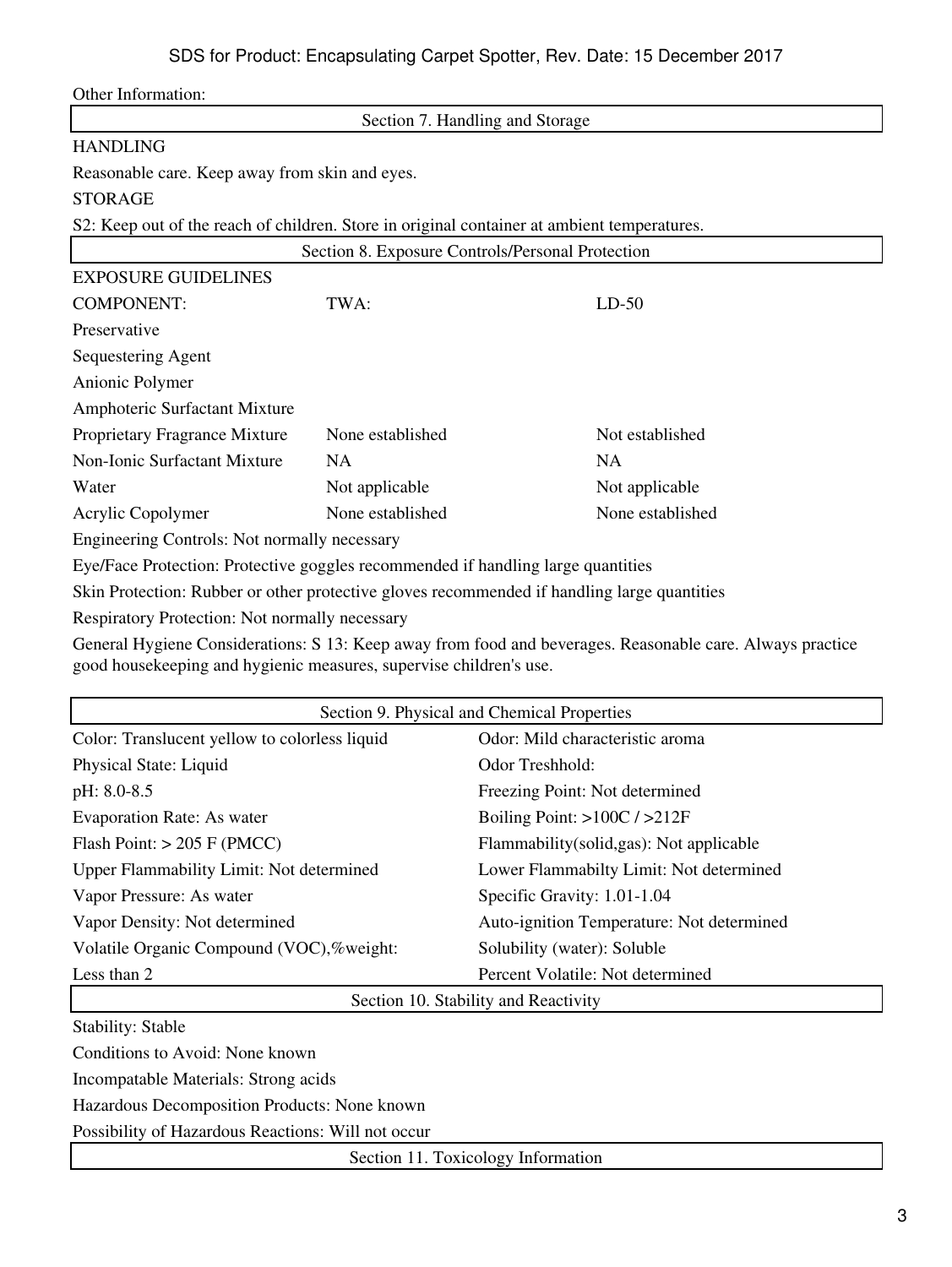Other Information:

## Section 7. Handling and Storage

HANDLING

Reasonable care. Keep away from skin and eyes.

STORAGE

S2: Keep out of the reach of children. Store in original container at ambient temperatures.

## Section 8. Exposure Controls/Personal Protection

EXPOSURE GUIDELINES

| COMPONENT: | TWA: | LD-50 |
|---|---|---|
| Preservative | | |
| Sequestering Agent | | |
| Anionic Polymer | | |
| Amphoteric Surfactant Mixture | | |
| Proprietary Fragrance Mixture | None established | Not established |
| Non-Ionic Surfactant Mixture | NA | NA |
| Water | Not applicable | Not applicable |
| Acrylic Copolymer | None established | None established |

Engineering Controls: Not normally necessary

Eye/Face Protection: Protective goggles recommended if handling large quantities

Skin Protection: Rubber or other protective gloves recommended if handling large quantities

Respiratory Protection: Not normally necessary

General Hygiene Considerations: S 13: Keep away from food and beverages. Reasonable care. Always practice good housekeeping and hygienic measures, supervise children's use.

## Section 9. Physical and Chemical Properties

| | |
|---|---|
| Color: Translucent yellow to colorless liquid | Odor: Mild characteristic aroma |
| Physical State: Liquid | Odor Treshhold: |
| pH: 8.0-8.5 | Freezing Point: Not determined |
| Evaporation Rate: As water | Boiling Point: >100C / >212F |
| Flash Point: > 205 F (PMCC) | Flammability(solid,gas): Not applicable |
| Upper Flammability Limit: Not determined | Lower Flammabilty Limit: Not determined |
| Vapor Pressure: As water | Specific Gravity: 1.01-1.04 |
| Vapor Density: Not determined | Auto-ignition Temperature: Not determined |
| Volatile Organic Compound (VOC),%weight: | Solubility (water): Soluble |
| Less than 2 | Percent Volatile: Not determined |

## Section 10. Stability and Reactivity

Stability: Stable

Conditions to Avoid: None known

Incompatable Materials: Strong acids

Hazardous Decomposition Products: None known

Possibility of Hazardous Reactions: Will not occur

## Section 11. Toxicology Information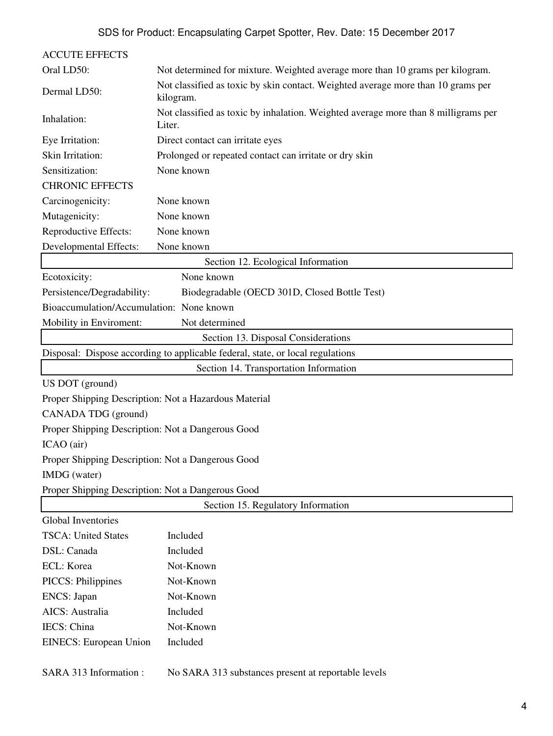ACCUTE EFFECTS

| | |
|---|---|
| Oral LD50: | Not determined for mixture. Weighted average more than 10 grams per kilogram. |
| Dermal LD50: | Not classified as toxic by skin contact. Weighted average more than 10 grams per kilogram. |
| Inhalation: | Not classified as toxic by inhalation. Weighted average more than 8 milligrams per Liter. |
| Eye Irritation: | Direct contact can irritate eyes |
| Skin Irritation: | Prolonged or repeated contact can irritate or dry skin |
| Sensitization: | None known |

CHRONIC EFFECTS

| | |
|---|---|
| Carcinogenicity: | None known |
| Mutagenicity: | None known |
| Reproductive Effects: | None known |
| Developmental Effects: | None known |

## Section 12. Ecological Information

| | |
|---|---|
| Ecotoxicity: | None known |
| Persistence/Degradability: | Biodegradable (OECD 301D, Closed Bottle Test) |
| Bioaccumulation/Accumulation: | None known |
| Mobility in Enviroment: | Not determined |

## Section 13. Disposal Considerations

Disposal: Dispose according to applicable federal, state, or local regulations

## Section 14. Transportation Information

US DOT (ground)

Proper Shipping Description: Not a Hazardous Material

CANADA TDG (ground)

Proper Shipping Description: Not a Dangerous Good

ICAO (air)

Proper Shipping Description: Not a Dangerous Good

IMDG (water)

Proper Shipping Description: Not a Dangerous Good

## Section 15. Regulatory Information

Global Inventories

| | |
|---|---|
| TSCA: United States | Included |
| DSL: Canada | Included |
| ECL: Korea | Not-Known |
| PICCS: Philippines | Not-Known |
| ENCS: Japan | Not-Known |
| AICS: Australia | Included |
| IECS: China | Not-Known |
| EINECS: European Union | Included |

SARA 313 Information : No SARA 313 substances present at reportable levels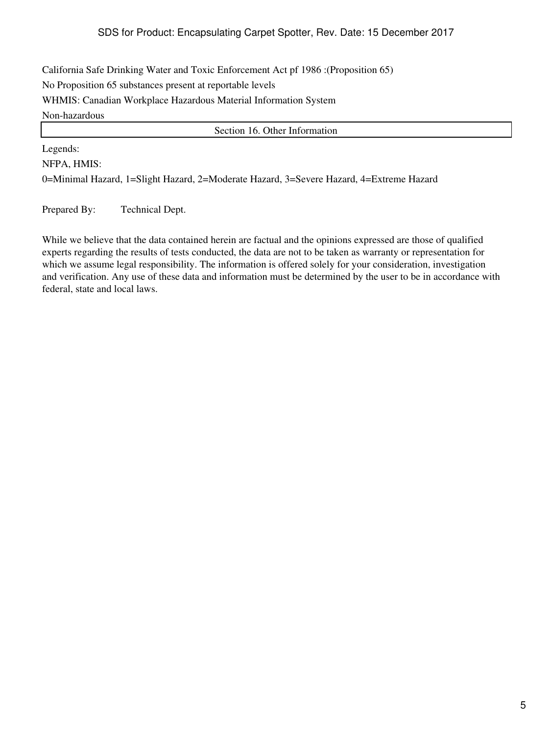California Safe Drinking Water and Toxic Enforcement Act pf 1986 :(Proposition 65)

No Proposition 65 substances present at reportable levels

WHMIS: Canadian Workplace Hazardous Material Information System

Non-hazardous

## Section 16. Other Information

Legends:

NFPA, HMIS:

0=Minimal Hazard, 1=Slight Hazard, 2=Moderate Hazard, 3=Severe Hazard, 4=Extreme Hazard

Prepared By: Technical Dept.

While we believe that the data contained herein are factual and the opinions expressed are those of qualified experts regarding the results of tests conducted, the data are not to be taken as warranty or representation for which we assume legal responsibility. The information is offered solely for your consideration, investigation and verification. Any use of these data and information must be determined by the user to be in accordance with federal, state and local laws.